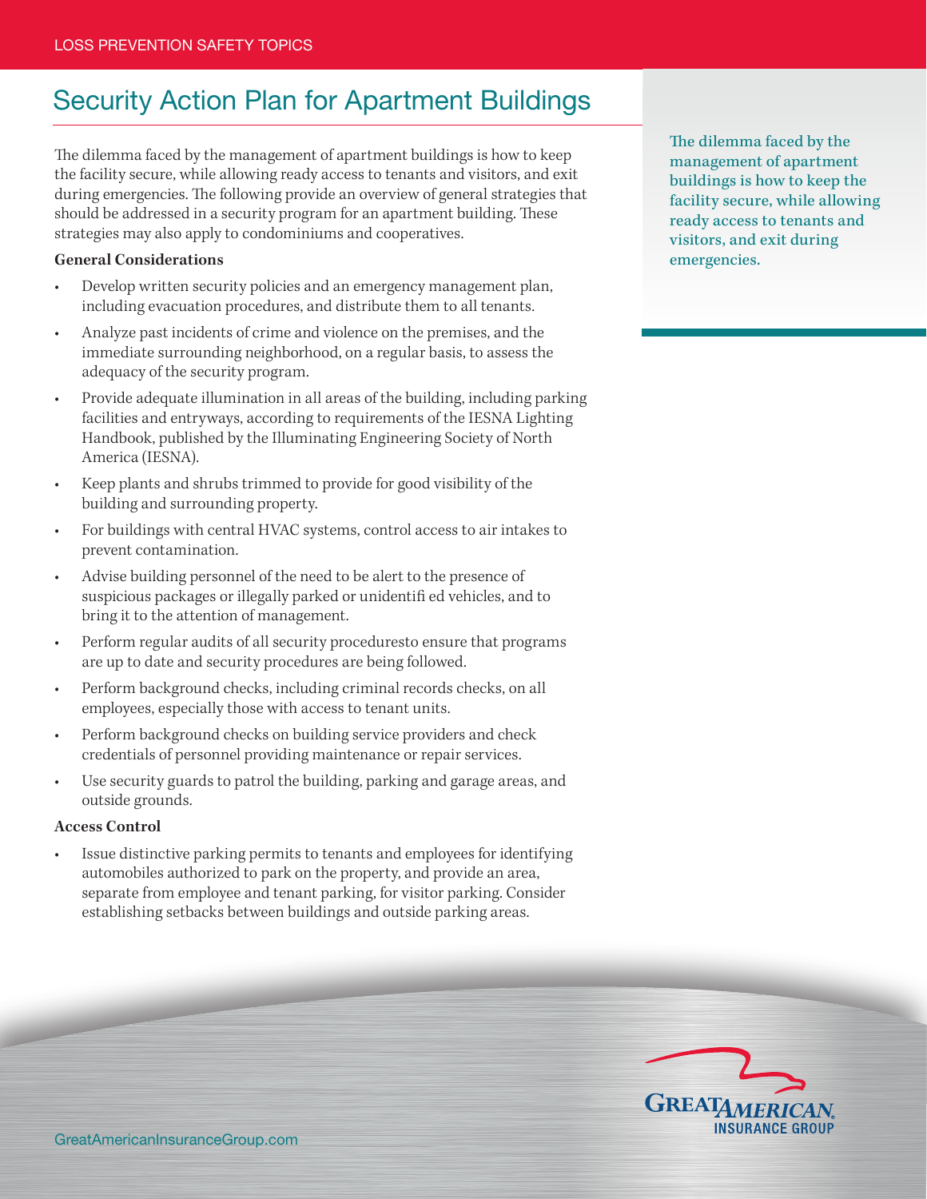# Security Action Plan for Apartment Buildings

The dilemma faced by the management of apartment buildings is how to keep the facility secure, while allowing ready access to tenants and visitors, and exit during emergencies. The following provide an overview of general strategies that should be addressed in a security program for an apartment building. These strategies may also apply to condominiums and cooperatives.

The dilemma faced by the management of apartment buildings is how to keep the facility secure, while allowing ready access to tenants and visitors, and exit during emergencies.

**General Considerations**

- Develop written security policies and an emergency management plan, including evacuation procedures, and distribute them to all tenants.
- Analyze past incidents of crime and violence on the premises, and the immediate surrounding neighborhood, on a regular basis, to assess the adequacy of the security program.
- Provide adequate illumination in all areas of the building, including parking facilities and entryways, according to requirements of the IESNA Lighting Handbook, published by the Illuminating Engineering Society of North America (IESNA).
- Keep plants and shrubs trimmed to provide for good visibility of the building and surrounding property.
- For buildings with central HVAC systems, control access to air intakes to prevent contamination.
- Advise building personnel of the need to be alert to the presence of suspicious packages or illegally parked or unidentifi ed vehicles, and to bring it to the attention of management.
- Perform regular audits of all security proceduresto ensure that programs are up to date and security procedures are being followed.
- Perform background checks, including criminal records checks, on all employees, especially those with access to tenant units.
- Perform background checks on building service providers and check credentials of personnel providing maintenance or repair services.
- Use security guards to patrol the building, parking and garage areas, and outside grounds.

**Access Control**

- Issue distinctive parking permits to tenants and employees for identifying automobiles authorized to park on the property, and provide an area, separate from employee and tenant parking, for visitor parking. Consider establishing setbacks between buildings and outside parking areas.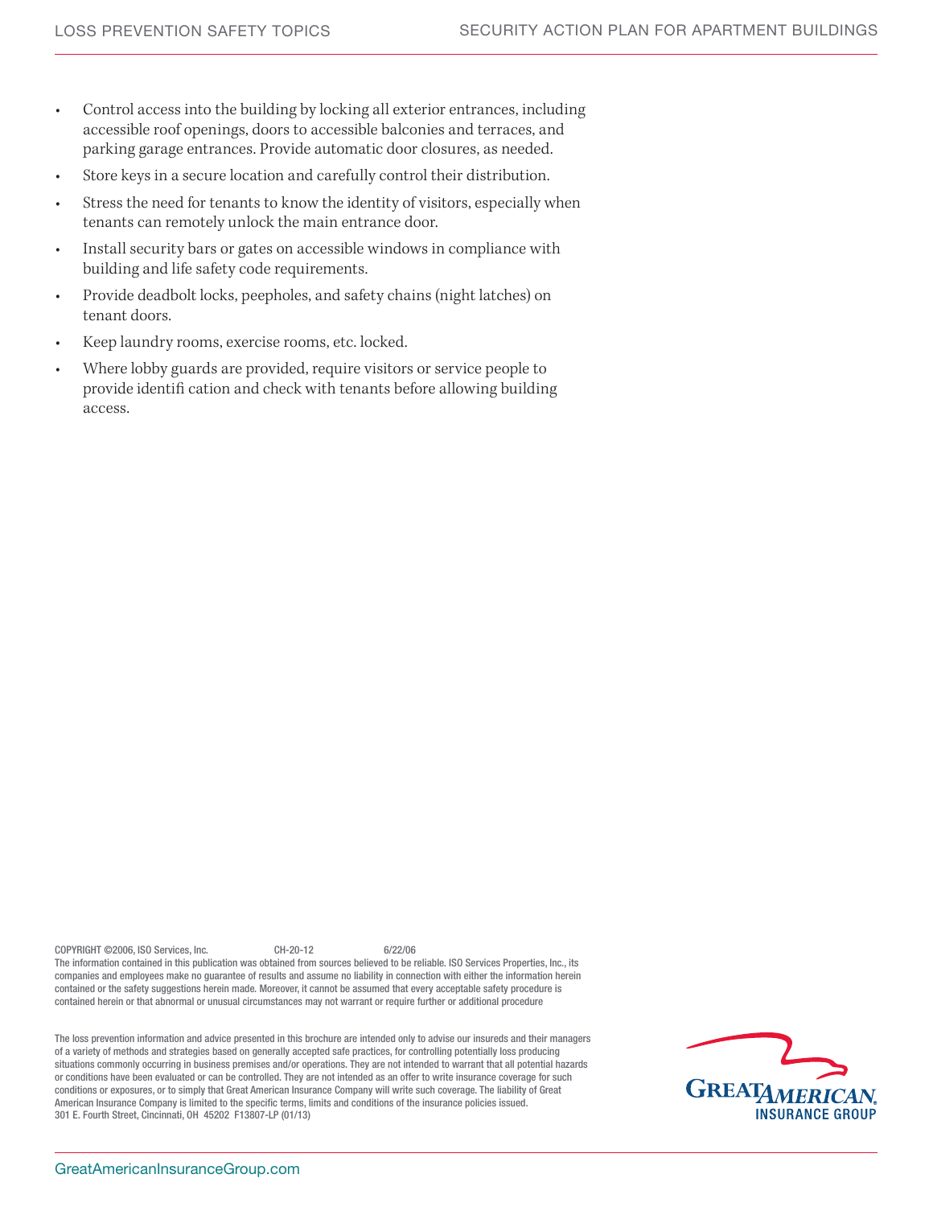- Control access into the building by locking all exterior entrances, including accessible roof openings, doors to accessible balconies and terraces, and parking garage entrances. Provide automatic door closures, as needed.
- Store keys in a secure location and carefully control their distribution.
- Stress the need for tenants to know the identity of visitors, especially when tenants can remotely unlock the main entrance door.
- Install security bars or gates on accessible windows in compliance with building and life safety code requirements.
- Provide deadbolt locks, peepholes, and safety chains (night latches) on tenant doors.
- Keep laundry rooms, exercise rooms, etc. locked.
- Where lobby guards are provided, require visitors or service people to provide identifi cation and check with tenants before allowing building access.

COPYRIGHT ©2006, ISO Services, Inc. CH-20-12 6/22/06
The information contained in this publication was obtained from sources believed to be reliable. ISO Services Properties, Inc., its companies and employees make no guarantee of results and assume no liability in connection with either the information herein contained or the safety suggestions herein made. Moreover, it cannot be assumed that every acceptable safety procedure is contained herein or that abnormal or unusual circumstances may not warrant or require further or additional procedure

The loss prevention information and advice presented in this brochure are intended only to advise our insureds and their managers of a variety of methods and strategies based on generally accepted safe practices, for controlling potentially loss producing situations commonly occurring in business premises and/or operations. They are not intended to warrant that all potential hazards or conditions have been evaluated or can be controlled. They are not intended as an offer to write insurance coverage for such conditions or exposures, or to simply that Great American Insurance Company will write such coverage. The liability of Great American Insurance Company is limited to the specific terms, limits and conditions of the insurance policies issued.
301 E. Fourth Street, Cincinnati, OH 45202 F13807-LP (01/13)

GREAT AMERICAN INSURANCE GROUP

GreatAmericanInsuranceGroup.com